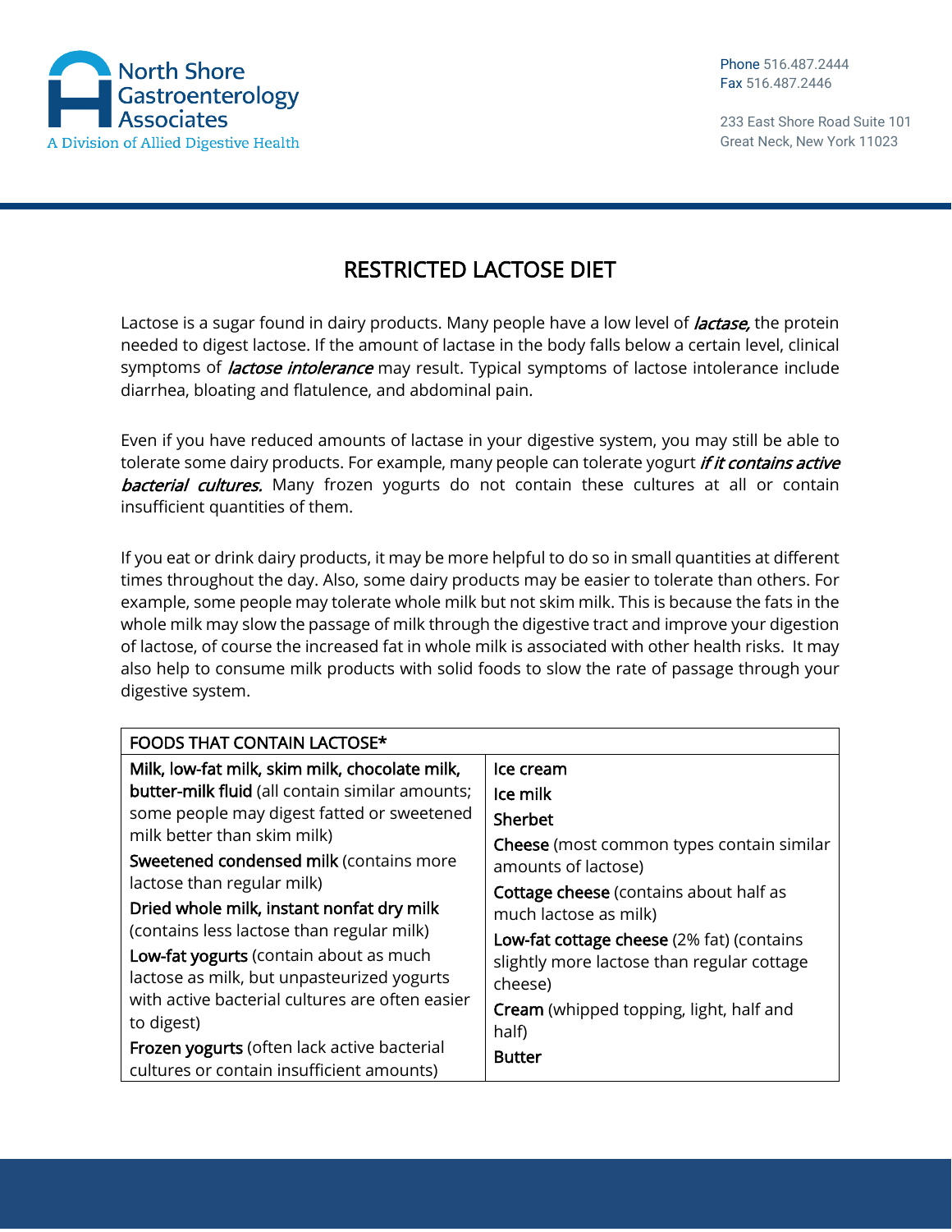North Shore Gastroenterology Associates
A Division of Allied Digestive Health

Phone 516.487.2444
Fax 516.487.2446

233 East Shore Road Suite 101
Great Neck, New York 11023

# RESTRICTED LACTOSE DIET

Lactose is a sugar found in dairy products. Many people have a low level of ***lactase,*** the protein needed to digest lactose. If the amount of lactase in the body falls below a certain level, clinical symptoms of ***lactose intolerance*** may result. Typical symptoms of lactose intolerance include diarrhea, bloating and flatulence, and abdominal pain.

Even if you have reduced amounts of lactase in your digestive system, you may still be able to tolerate some dairy products. For example, many people can tolerate yogurt ***if it contains active bacterial cultures.*** Many frozen yogurts do not contain these cultures at all or contain insufficient quantities of them.

If you eat or drink dairy products, it may be more helpful to do so in small quantities at different times throughout the day. Also, some dairy products may be easier to tolerate than others. For example, some people may tolerate whole milk but not skim milk. This is because the fats in the whole milk may slow the passage of milk through the digestive tract and improve your digestion of lactose, of course the increased fat in whole milk is associated with other health risks. It may also help to consume milk products with solid foods to slow the rate of passage through your digestive system.

| FOODS THAT CONTAIN LACTOSE* | |
|---|---|
| **Milk, low-fat milk, skim milk, chocolate milk, butter-milk fluid** (all contain similar amounts; some people may digest fatted or sweetened milk better than skim milk) | **Ice cream** |
| **Sweetened condensed milk** (contains more lactose than regular milk) | **Ice milk** |
| **Dried whole milk, instant nonfat dry milk** (contains less lactose than regular milk) | **Sherbet** |
| **Low-fat yogurts** (contain about as much lactose as milk, but unpasteurized yogurts with active bacterial cultures are often easier to digest) | **Cheese** (most common types contain similar amounts of lactose) |
| **Frozen yogurts** (often lack active bacterial cultures or contain insufficient amounts) | **Cottage cheese** (contains about half as much lactose as milk) |
| | **Low-fat cottage cheese** (2% fat) (contains slightly more lactose than regular cottage cheese) |
| | **Cream** (whipped topping, light, half and half) |
| | **Butter** |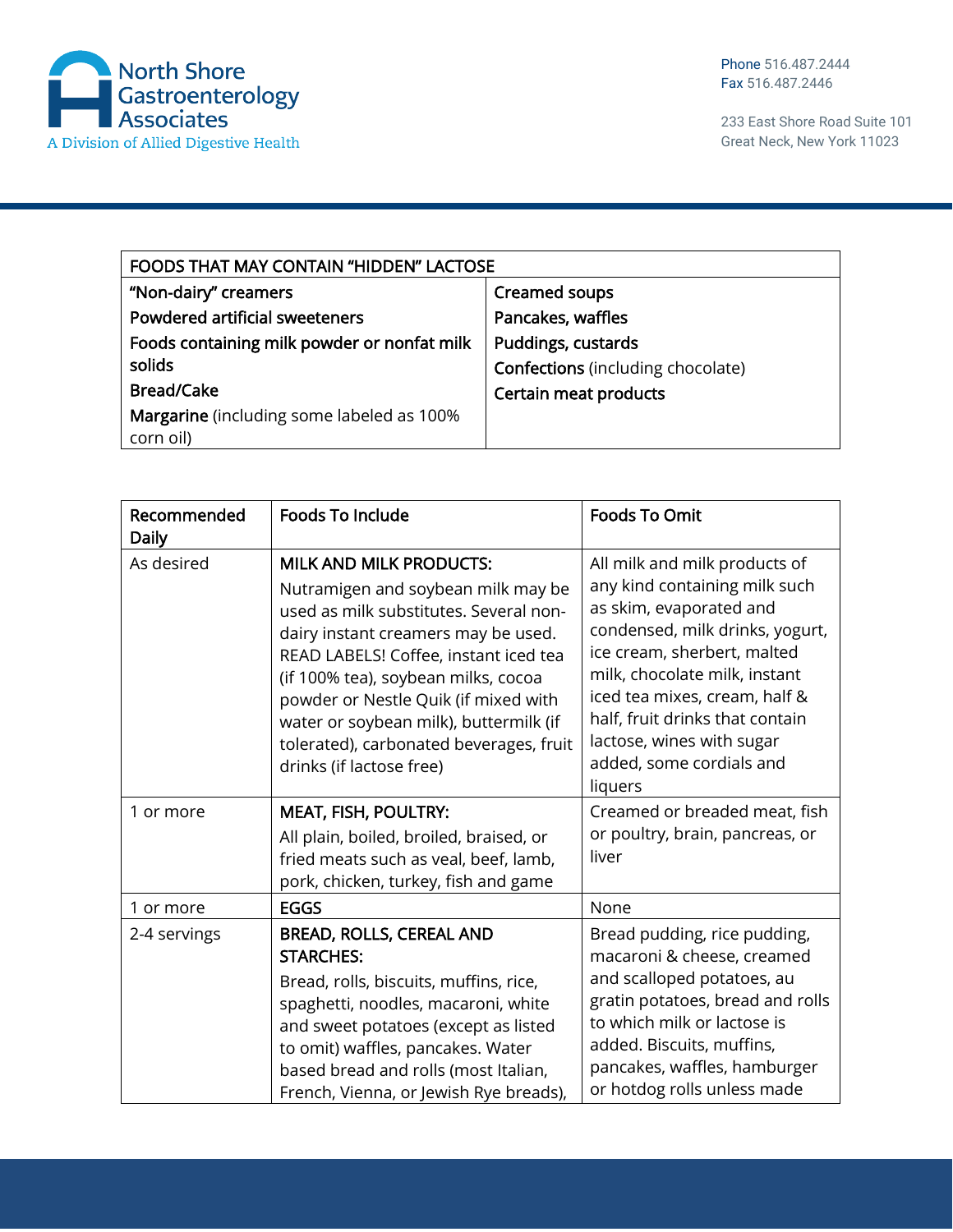| FOODS THAT MAY CONTAIN "HIDDEN" LACTOSE | |
|---|---|
| "Non-dairy" creamers | Creamed soups |
| Powdered artificial sweeteners | Pancakes, waffles |
| Foods containing milk powder or nonfat milk solids | Puddings, custards |
| Bread/Cake | **Confections** (including chocolate) |
| **Margarine** (including some labeled as 100% corn oil) | Certain meat products |

| Recommended Daily | Foods To Include | Foods To Omit |
|---|---|---|
| As desired | MILK AND MILK PRODUCTS: Nutramigen and soybean milk may be used as milk substitutes. Several non-dairy instant creamers may be used. READ LABELS! Coffee, instant iced tea (if 100% tea), soybean milks, cocoa powder or Nestle Quik (if mixed with water or soybean milk), buttermilk (if tolerated), carbonated beverages, fruit drinks (if lactose free) | All milk and milk products of any kind containing milk such as skim, evaporated and condensed, milk drinks, yogurt, ice cream, sherbert, malted milk, chocolate milk, instant iced tea mixes, cream, half & half, fruit drinks that contain lactose, wines with sugar added, some cordials and liqures |
| 1 or more | MEAT, FISH, POULTRY: All plain, boiled, broiled, braised, or fried meats such as veal, beef, lamb, pork, chicken, turkey, fish and game | Creamed or breaded meat, fish or poultry, brain, pancreas, or liver |
| 1 or more | EGGS | None |
| 2-4 servings | BREAD, ROLLS, CEREAL AND STARCHES: Bread, rolls, biscuits, muffins, rice, spaghetti, noodles, macaroni, white and sweet potatoes (except as listed to omit) waffles, pancakes. Water based bread and rolls (most Italian, French, Vienna, or Jewish Rye breads), | Bread pudding, rice pudding, macaroni & cheese, creamed and scalloped potatoes, au gratin potatoes, bread and rolls to which milk or lactose is added. Biscuits, muffins, pancakes, waffles, hamburger or hotdog rolls unless made |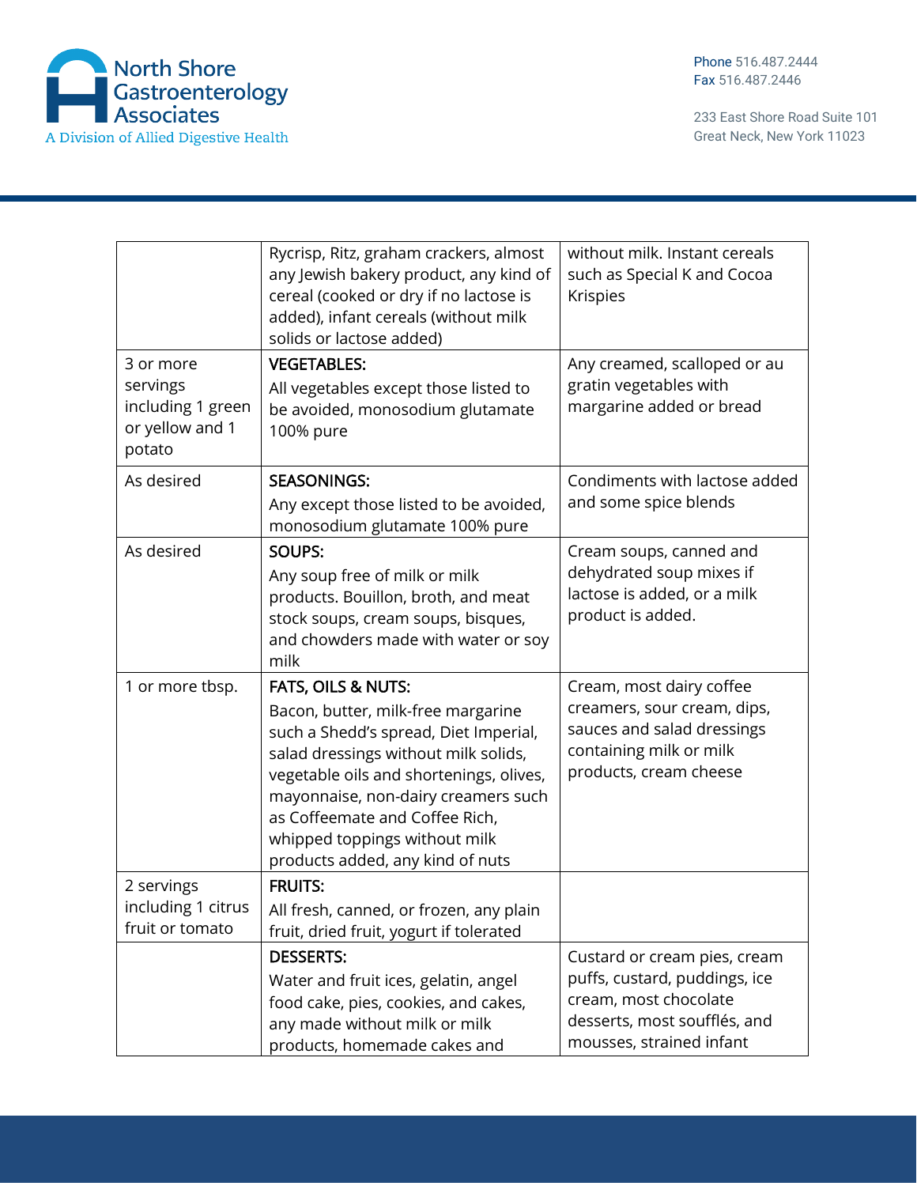|  |  |  |
|---|---|---|
|  | Rycrisp, Ritz, graham crackers, almost any Jewish bakery product, any kind of cereal (cooked or dry if no lactose is added), infant cereals (without milk solids or lactose added) | without milk. Instant cereals such as Special K and Cocoa Krispies |
| 3 or more servings including 1 green or yellow and 1 potato | VEGETABLES:<br>All vegetables except those listed to be avoided, monosodium glutamate 100% pure | Any creamed, scalloped or au gratin vegetables with margarine added or bread |
| As desired | SEASONINGS:<br>Any except those listed to be avoided, monosodium glutamate 100% pure | Condiments with lactose added and some spice blends |
| As desired | SOUPS:<br>Any soup free of milk or milk products. Bouillon, broth, and meat stock soups, cream soups, bisques, and chowders made with water or soy milk | Cream soups, canned and dehydrated soup mixes if lactose is added, or a milk product is added. |
| 1 or more tbsp. | FATS, OILS & NUTS:<br>Bacon, butter, milk-free margarine such a Shedd's spread, Diet Imperial, salad dressings without milk solids, vegetable oils and shortenings, olives, mayonnaise, non-dairy creamers such as Coffeemate and Coffee Rich, whipped toppings without milk products added, any kind of nuts | Cream, most dairy coffee creamers, sour cream, dips, sauces and salad dressings containing milk or milk products, cream cheese |
| 2 servings including 1 citrus fruit or tomato | FRUITS:<br>All fresh, canned, or frozen, any plain fruit, dried fruit, yogurt if tolerated |  |
|  | DESSERTS:<br>Water and fruit ices, gelatin, angel food cake, pies, cookies, and cakes, any made without milk or milk products, homemade cakes and | Custard or cream pies, cream puffs, custard, puddings, ice cream, most chocolate desserts, most soufflés, and mousses, strained infant |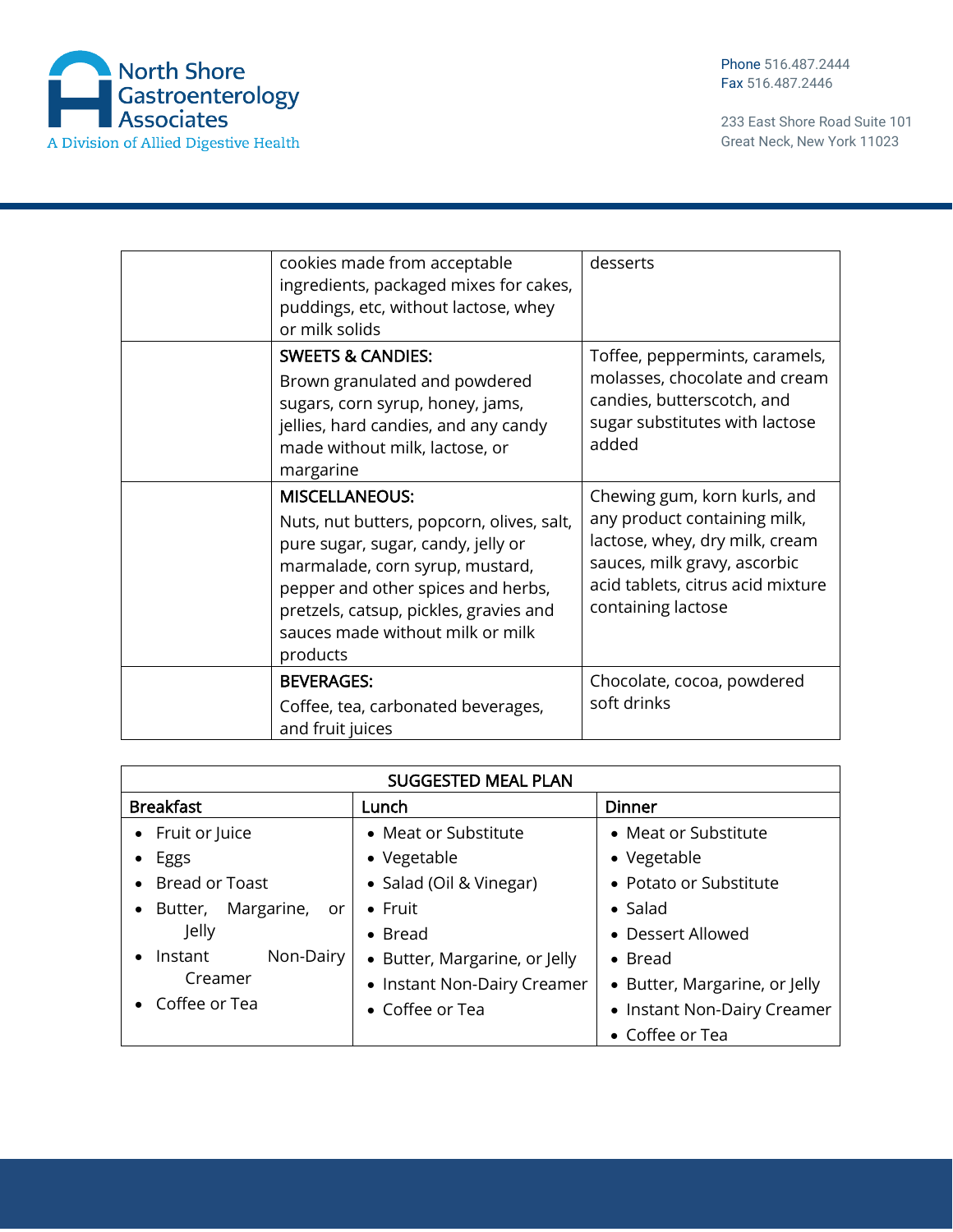| | | |
|---|---|---|
| | cookies made from acceptable ingredients, packaged mixes for cakes, puddings, etc, without lactose, whey or milk solids | desserts |
| | SWEETS & CANDIES: Brown granulated and powdered sugars, corn syrup, honey, jams, jellies, hard candies, and any candy made without milk, lactose, or margarine | Toffee, peppermints, caramels, molasses, chocolate and cream candies, butterscotch, and sugar substitutes with lactose added |
| | MISCELLANEOUS: Nuts, nut butters, popcorn, olives, salt, pure sugar, sugar, candy, jelly or marmalade, corn syrup, mustard, pepper and other spices and herbs, pretzels, catsup, pickles, gravies and sauces made without milk or milk products | Chewing gum, korn kurls, and any product containing milk, lactose, whey, dry milk, cream sauces, milk gravy, ascorbic acid tablets, citrus acid mixture containing lactose |
| | BEVERAGES: Coffee, tea, carbonated beverages, and fruit juices | Chocolate, cocoa, powdered soft drinks |

| SUGGESTED MEAL PLAN | | |
|---|---|---|
| Breakfast | Lunch | Dinner |
| • Fruit or Juice<br>• Eggs<br>• Bread or Toast<br>• Butter, Margarine, or Jelly<br>• Instant Non-Dairy Creamer<br>• Coffee or Tea | • Meat or Substitute<br>• Vegetable<br>• Salad (Oil & Vinegar)<br>• Fruit<br>• Bread<br>• Butter, Margarine, or Jelly<br>• Instant Non-Dairy Creamer<br>• Coffee or Tea | • Meat or Substitute<br>• Vegetable<br>• Potato or Substitute<br>• Salad<br>• Dessert Allowed<br>• Bread<br>• Butter, Margarine, or Jelly<br>• Instant Non-Dairy Creamer<br>• Coffee or Tea |